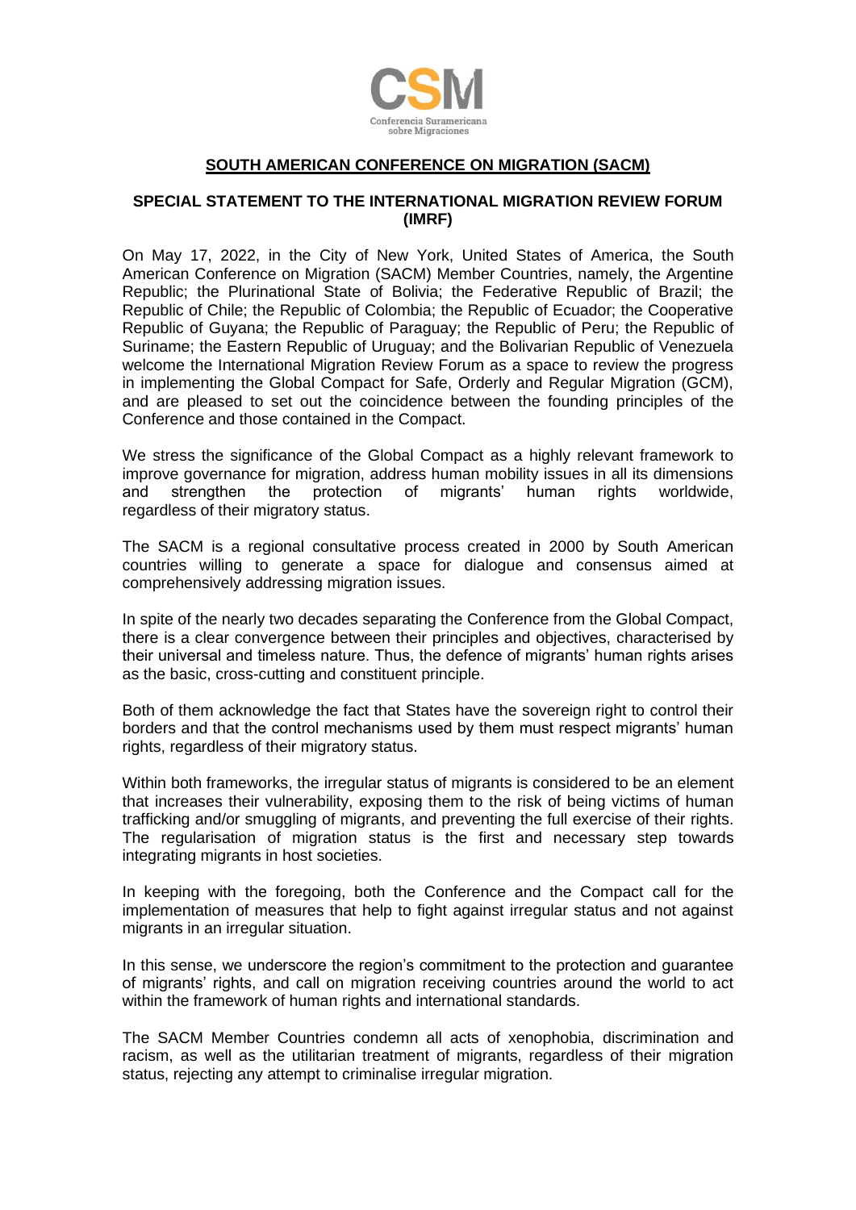CSM

Conferencia Suramericana sobre Migraciones

## SOUTH AMERICAN CONFERENCE ON MIGRATION (SACM)

### SPECIAL STATEMENT TO THE INTERNATIONAL MIGRATION REVIEW FORUM (IMRF)

On May 17, 2022, in the City of New York, United States of America, the South American Conference on Migration (SACM) Member Countries, namely, the Argentine Republic; the Plurinational State of Bolivia; the Federative Republic of Brazil; the Republic of Chile; the Republic of Colombia; the Republic of Ecuador; the Cooperative Republic of Guyana; the Republic of Paraguay; the Republic of Peru; the Republic of Suriname; the Eastern Republic of Uruguay; and the Bolivarian Republic of Venezuela welcome the International Migration Review Forum as a space to review the progress in implementing the Global Compact for Safe, Orderly and Regular Migration (GCM), and are pleased to set out the coincidence between the founding principles of the Conference and those contained in the Compact.

We stress the significance of the Global Compact as a highly relevant framework to improve governance for migration, address human mobility issues in all its dimensions and strengthen the protection of migrants' human rights worldwide, regardless of their migratory status.

The SACM is a regional consultative process created in 2000 by South American countries willing to generate a space for dialogue and consensus aimed at comprehensively addressing migration issues.

In spite of the nearly two decades separating the Conference from the Global Compact, there is a clear convergence between their principles and objectives, characterised by their universal and timeless nature. Thus, the defence of migrants' human rights arises as the basic, cross-cutting and constituent principle.

Both of them acknowledge the fact that States have the sovereign right to control their borders and that the control mechanisms used by them must respect migrants' human rights, regardless of their migratory status.

Within both frameworks, the irregular status of migrants is considered to be an element that increases their vulnerability, exposing them to the risk of being victims of human trafficking and/or smuggling of migrants, and preventing the full exercise of their rights. The regularisation of migration status is the first and necessary step towards integrating migrants in host societies.

In keeping with the foregoing, both the Conference and the Compact call for the implementation of measures that help to fight against irregular status and not against migrants in an irregular situation.

In this sense, we underscore the region's commitment to the protection and guarantee of migrants' rights, and call on migration receiving countries around the world to act within the framework of human rights and international standards.

The SACM Member Countries condemn all acts of xenophobia, discrimination and racism, as well as the utilitarian treatment of migrants, regardless of their migration status, rejecting any attempt to criminalise irregular migration.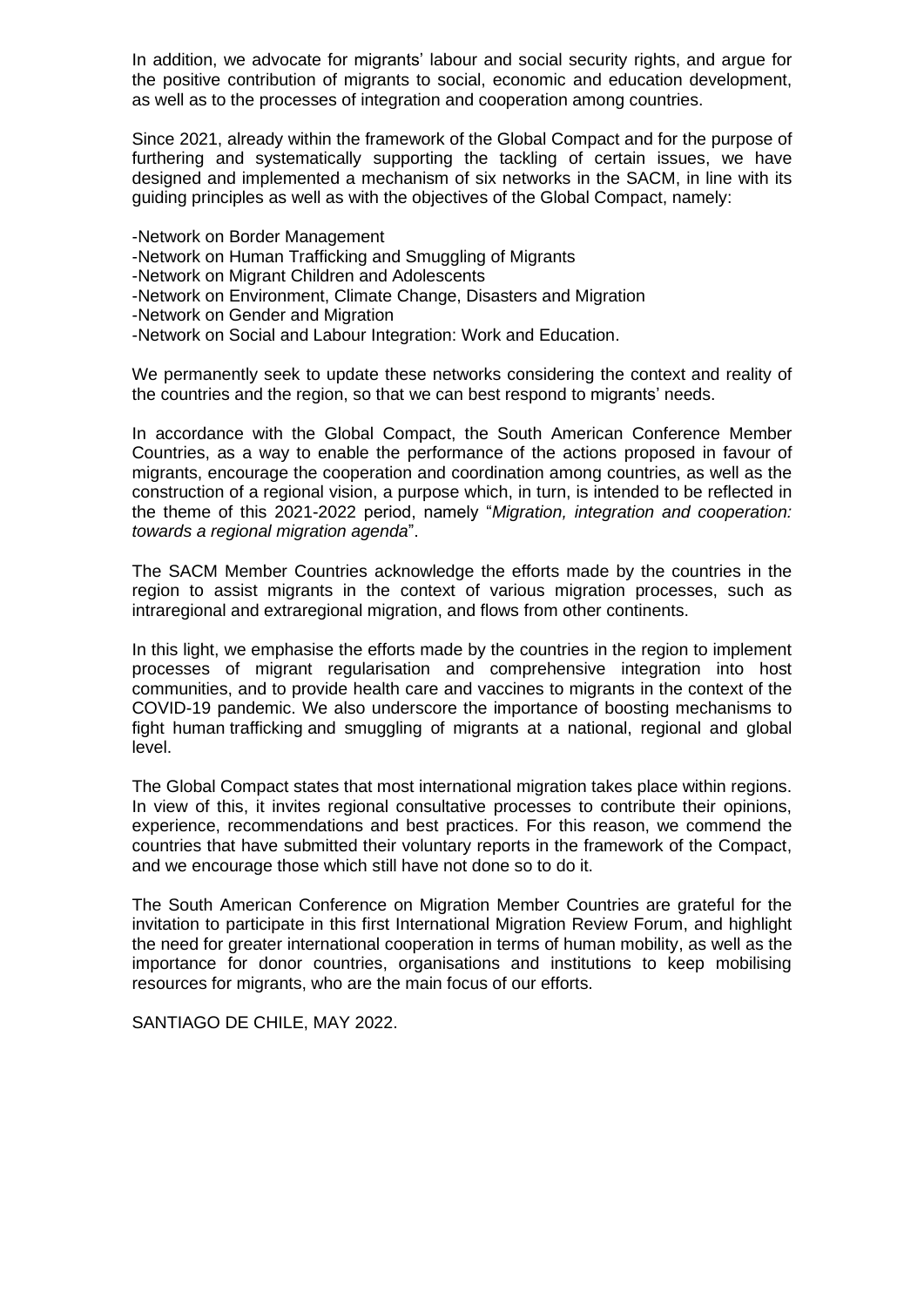In addition, we advocate for migrants' labour and social security rights, and argue for the positive contribution of migrants to social, economic and education development, as well as to the processes of integration and cooperation among countries.

Since 2021, already within the framework of the Global Compact and for the purpose of furthering and systematically supporting the tackling of certain issues, we have designed and implemented a mechanism of six networks in the SACM, in line with its guiding principles as well as with the objectives of the Global Compact, namely:

-Network on Border Management
-Network on Human Trafficking and Smuggling of Migrants
-Network on Migrant Children and Adolescents
-Network on Environment, Climate Change, Disasters and Migration
-Network on Gender and Migration
-Network on Social and Labour Integration: Work and Education.

We permanently seek to update these networks considering the context and reality of the countries and the region, so that we can best respond to migrants' needs.

In accordance with the Global Compact, the South American Conference Member Countries, as a way to enable the performance of the actions proposed in favour of migrants, encourage the cooperation and coordination among countries, as well as the construction of a regional vision, a purpose which, in turn, is intended to be reflected in the theme of this 2021-2022 period, namely "*Migration, integration and cooperation: towards a regional migration agenda*".

The SACM Member Countries acknowledge the efforts made by the countries in the region to assist migrants in the context of various migration processes, such as intraregional and extraregional migration, and flows from other continents.

In this light, we emphasise the efforts made by the countries in the region to implement processes of migrant regularisation and comprehensive integration into host communities, and to provide health care and vaccines to migrants in the context of the COVID-19 pandemic. We also underscore the importance of boosting mechanisms to fight human trafficking and smuggling of migrants at a national, regional and global level.

The Global Compact states that most international migration takes place within regions. In view of this, it invites regional consultative processes to contribute their opinions, experience, recommendations and best practices. For this reason, we commend the countries that have submitted their voluntary reports in the framework of the Compact, and we encourage those which still have not done so to do it.

The South American Conference on Migration Member Countries are grateful for the invitation to participate in this first International Migration Review Forum, and highlight the need for greater international cooperation in terms of human mobility, as well as the importance for donor countries, organisations and institutions to keep mobilising resources for migrants, who are the main focus of our efforts.

SANTIAGO DE CHILE, MAY 2022.